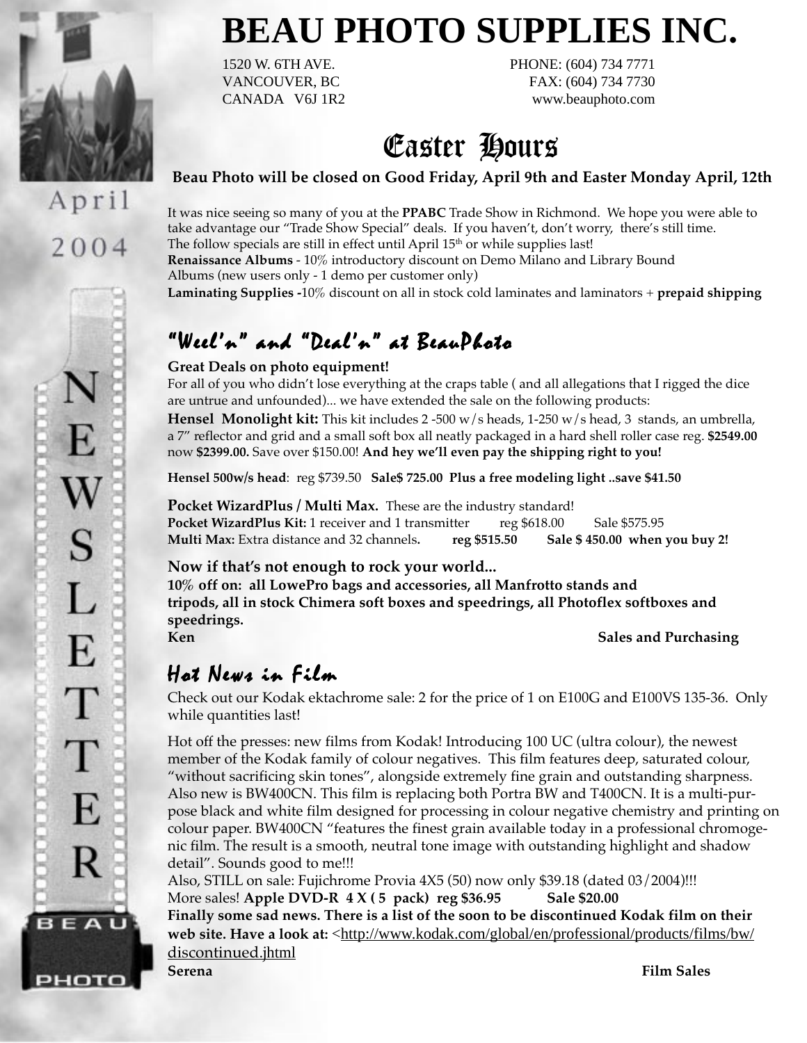# BEAU PHOTO SUPPLIES INC.

1520 W. 6TH AVE.
VANCOUVER, BC
CANADA V6J 1R2

PHONE: (604) 734 7771
FAX: (604) 734 7730
www.beauphoto.com

April 2004

NEWSLETTER

## Easter Hours

**Beau Photo will be closed on Good Friday, April 9th and Easter Monday April, 12th**

It was nice seeing so many of you at the **PPABC** Trade Show in Richmond. We hope you were able to take advantage our "Trade Show Special" deals. If you haven't, don't worry, there's still time. The follow specials are still in effect until April 15th or while supplies last!

**Renaissance Albums** - 10% introductory discount on Demo Milano and Library Bound Albums (new users only - 1 demo per customer only)

**Laminating Supplies -**10% discount on all in stock cold laminates and laminators + **prepaid shipping**

## "Weel'n" and "Deal'n" at BeauPhoto

**Great Deals on photo equipment!**

For all of you who didn't lose everything at the craps table ( and all allegations that I rigged the dice are untrue and unfounded)... we have extended the sale on the following products:

**Hensel Monolight kit:** This kit includes 2 -500 w/s heads, 1-250 w/s head, 3 stands, an umbrella, a 7" reflector and grid and a small soft box all neatly packaged in a hard shell roller case reg. **$2549.00** now **$2399.00.** Save over $150.00! **And hey we'll even pay the shipping right to you!**

**Hensel 500w/s head**: reg $739.50 **Sale$ 725.00 Plus a free modeling light ..save $41.50**

**Pocket WizardPlus / Multi Max.** These are the industry standard!

**Pocket WizardPlus Kit:** 1 receiver and 1 transmitter reg $618.00 Sale $575.95

**Multi Max:** Extra distance and 32 channels**.** **reg $515.50 Sale $ 450.00 when you buy 2!**

**Now if that's not enough to rock your world...**

**10% off on: all LowePro bags and accessories, all Manfrotto stands and tripods, all in stock Chimera soft boxes and speedrings, all Photoflex softboxes and speedrings.**

**Ken** **Sales and Purchasing**

## Hot News in Film

Check out our Kodak ektachrome sale: 2 for the price of 1 on E100G and E100VS 135-36. Only while quantities last!

Hot off the presses: new films from Kodak! Introducing 100 UC (ultra colour), the newest member of the Kodak family of colour negatives. This film features deep, saturated colour, "without sacrificing skin tones", alongside extremely fine grain and outstanding sharpness. Also new is BW400CN. This film is replacing both Portra BW and T400CN. It is a multi-purpose black and white film designed for processing in colour negative chemistry and printing on colour paper. BW400CN "features the finest grain available today in a professional chromogenic film. The result is a smooth, neutral tone image with outstanding highlight and shadow detail". Sounds good to me!!!

Also, STILL on sale: Fujichrome Provia 4X5 (50) now only $39.18 (dated 03/2004)!!!

More sales! **Apple DVD-R 4 X ( 5 pack) reg $36.95 Sale $20.00**

**Finally some sad news. There is a list of the soon to be discontinued Kodak film on their web site. Have a look at:** <http://www.kodak.com/global/en/professional/products/films/bw/discontinued.jhtml

**Serena** **Film Sales**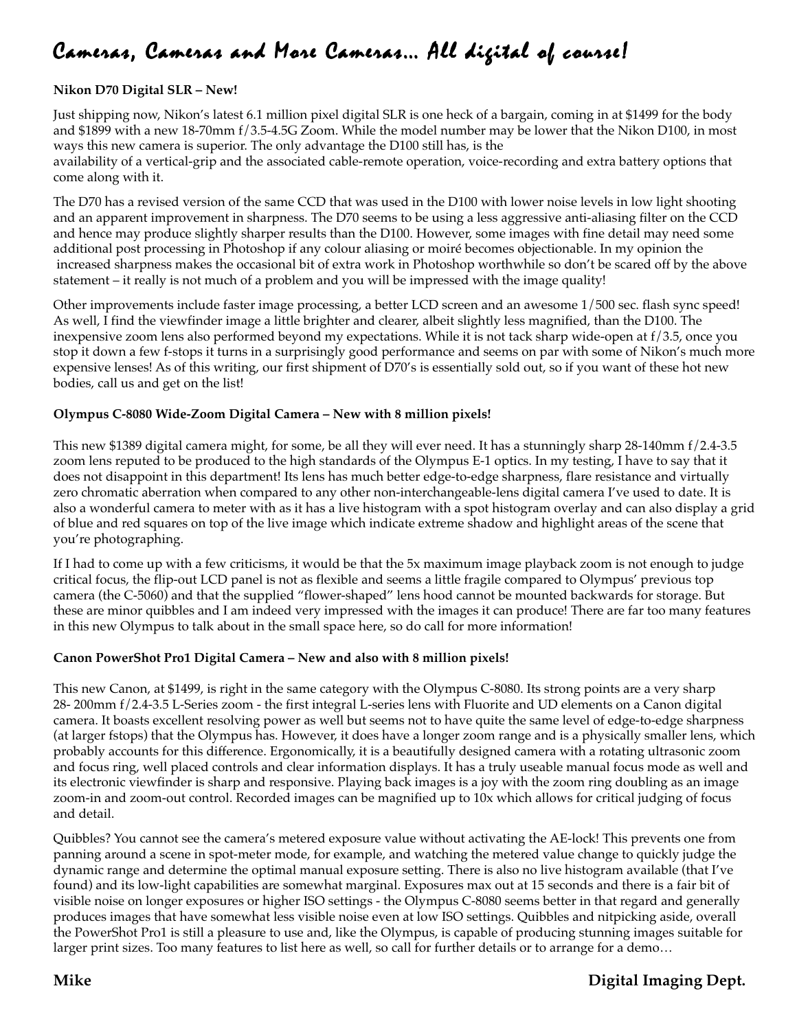# Cameras, Cameras and More Cameras... All digital of course!

**Nikon D70 Digital SLR – New!**

Just shipping now, Nikon's latest 6.1 million pixel digital SLR is one heck of a bargain, coming in at $1499 for the body and $1899 with a new 18-70mm f/3.5-4.5G Zoom. While the model number may be lower that the Nikon D100, in most ways this new camera is superior. The only advantage the D100 still has, is the availability of a vertical-grip and the associated cable-remote operation, voice-recording and extra battery options that come along with it.

The D70 has a revised version of the same CCD that was used in the D100 with lower noise levels in low light shooting and an apparent improvement in sharpness. The D70 seems to be using a less aggressive anti-aliasing filter on the CCD and hence may produce slightly sharper results than the D100. However, some images with fine detail may need some additional post processing in Photoshop if any colour aliasing or moiré becomes objectionable. In my opinion the increased sharpness makes the occasional bit of extra work in Photoshop worthwhile so don't be scared off by the above statement – it really is not much of a problem and you will be impressed with the image quality!

Other improvements include faster image processing, a better LCD screen and an awesome 1/500 sec. flash sync speed! As well, I find the viewfinder image a little brighter and clearer, albeit slightly less magnified, than the D100. The inexpensive zoom lens also performed beyond my expectations. While it is not tack sharp wide-open at f/3.5, once you stop it down a few f-stops it turns in a surprisingly good performance and seems on par with some of Nikon's much more expensive lenses! As of this writing, our first shipment of D70's is essentially sold out, so if you want of these hot new bodies, call us and get on the list!

**Olympus C-8080 Wide-Zoom Digital Camera – New with 8 million pixels!**

This new $1389 digital camera might, for some, be all they will ever need. It has a stunningly sharp 28-140mm f/2.4-3.5 zoom lens reputed to be produced to the high standards of the Olympus E-1 optics. In my testing, I have to say that it does not disappoint in this department! Its lens has much better edge-to-edge sharpness, flare resistance and virtually zero chromatic aberration when compared to any other non-interchangeable-lens digital camera I've used to date. It is also a wonderful camera to meter with as it has a live histogram with a spot histogram overlay and can also display a grid of blue and red squares on top of the live image which indicate extreme shadow and highlight areas of the scene that you're photographing.

If I had to come up with a few criticisms, it would be that the 5x maximum image playback zoom is not enough to judge critical focus, the flip-out LCD panel is not as flexible and seems a little fragile compared to Olympus' previous top camera (the C-5060) and that the supplied "flower-shaped" lens hood cannot be mounted backwards for storage. But these are minor quibbles and I am indeed very impressed with the images it can produce! There are far too many features in this new Olympus to talk about in the small space here, so do call for more information!

**Canon PowerShot Pro1 Digital Camera – New and also with 8 million pixels!**

This new Canon, at $1499, is right in the same category with the Olympus C-8080. Its strong points are a very sharp 28- 200mm f/2.4-3.5 L-Series zoom - the first integral L-series lens with Fluorite and UD elements on a Canon digital camera. It boasts excellent resolving power as well but seems not to have quite the same level of edge-to-edge sharpness (at larger fstops) that the Olympus has. However, it does have a longer zoom range and is a physically smaller lens, which probably accounts for this difference. Ergonomically, it is a beautifully designed camera with a rotating ultrasonic zoom and focus ring, well placed controls and clear information displays. It has a truly useable manual focus mode as well and its electronic viewfinder is sharp and responsive. Playing back images is a joy with the zoom ring doubling as an image zoom-in and zoom-out control. Recorded images can be magnified up to 10x which allows for critical judging of focus and detail.

Quibbles? You cannot see the camera's metered exposure value without activating the AE-lock! This prevents one from panning around a scene in spot-meter mode, for example, and watching the metered value change to quickly judge the dynamic range and determine the optimal manual exposure setting. There is also no live histogram available (that I've found) and its low-light capabilities are somewhat marginal. Exposures max out at 15 seconds and there is a fair bit of visible noise on longer exposures or higher ISO settings - the Olympus C-8080 seems better in that regard and generally produces images that have somewhat less visible noise even at low ISO settings. Quibbles and nitpicking aside, overall the PowerShot Pro1 is still a pleasure to use and, like the Olympus, is capable of producing stunning images suitable for larger print sizes. Too many features to list here as well, so call for further details or to arrange for a demo…

**Mike** **Digital Imaging Dept.**